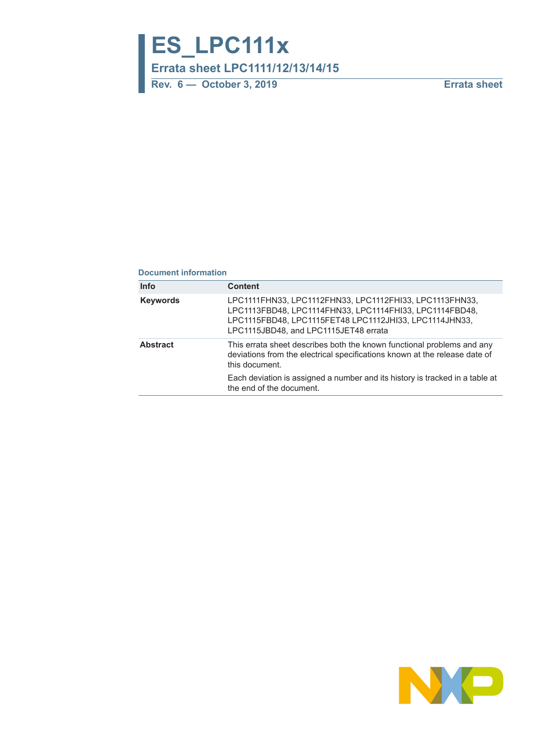# ES_LPC111x

## Errata sheet LPC1111/12/13/14/15

**Rev. 6 — October 3, 2019** **Errata sheet**

### Document information

| Info | Content |
|---|---|
| **Keywords** | LPC1111FHN33, LPC1112FHN33, LPC1112FHI33, LPC1113FHN33, LPC1113FBD48, LPC1114FHN33, LPC1114FHI33, LPC1114FBD48, LPC1115FBD48, LPC1115FET48 LPC1112JHI33, LPC1114JHN33, LPC1115JBD48, and LPC1115JET48 errata |
| **Abstract** | This errata sheet describes both the known functional problems and any deviations from the electrical specifications known at the release date of this document. Each deviation is assigned a number and its history is tracked in a table at the end of the document. |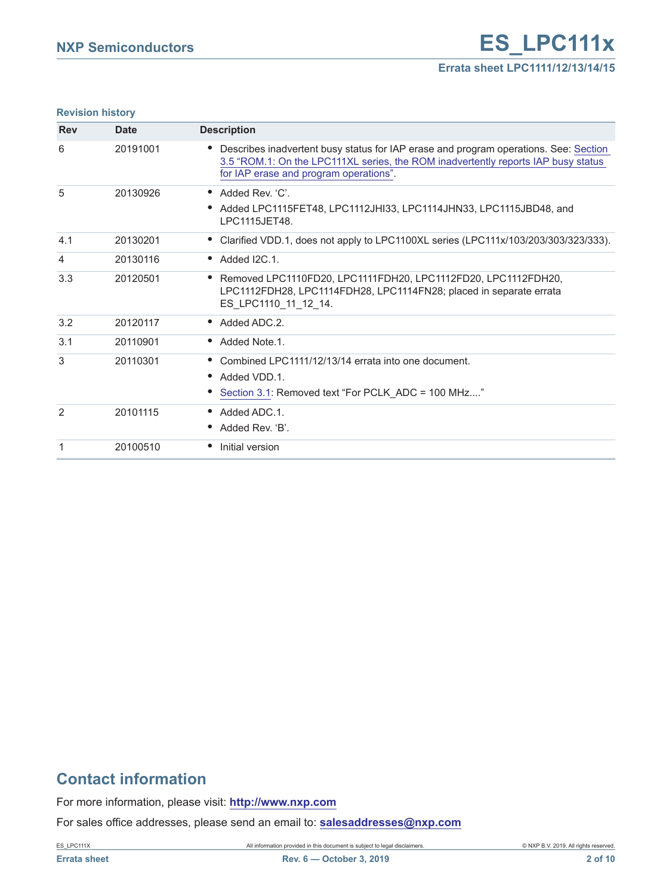**Revision history**

| Rev | Date | Description |
|---|---|---|
| 6 | 20191001 | • Describes inadvertent busy status for IAP erase and program operations. See: Section 3.5 “ROM.1: On the LPC111XL series, the ROM inadvertently reports IAP busy status for IAP erase and program operations”. |
| 5 | 20130926 | • Added Rev. ‘C’. • Added LPC1115FET48, LPC1112JHI33, LPC1114JHN33, LPC1115JBD48, and LPC1115JET48. |
| 4.1 | 20130201 | • Clarified VDD.1, does not apply to LPC1100XL series (LPC111x/103/203/303/323/333). |
| 4 | 20130116 | • Added I2C.1. |
| 3.3 | 20120501 | • Removed LPC1110FD20, LPC1111FDH20, LPC1112FD20, LPC1112FDH20, LPC1112FDH28, LPC1114FDH28, LPC1114FN28; placed in separate errata ES_LPC1110_11_12_14. |
| 3.2 | 20120117 | • Added ADC.2. |
| 3.1 | 20110901 | • Added Note.1. |
| 3 | 20110301 | • Combined LPC1111/12/13/14 errata into one document. • Added VDD.1. • Section 3.1: Removed text “For PCLK_ADC = 100 MHz....” |
| 2 | 20101115 | • Added ADC.1. • Added Rev. ‘B’. |
| 1 | 20100510 | • Initial version |

## Contact information

For more information, please visit: **http://www.nxp.com**

For sales office addresses, please send an email to: **salesaddresses@nxp.com**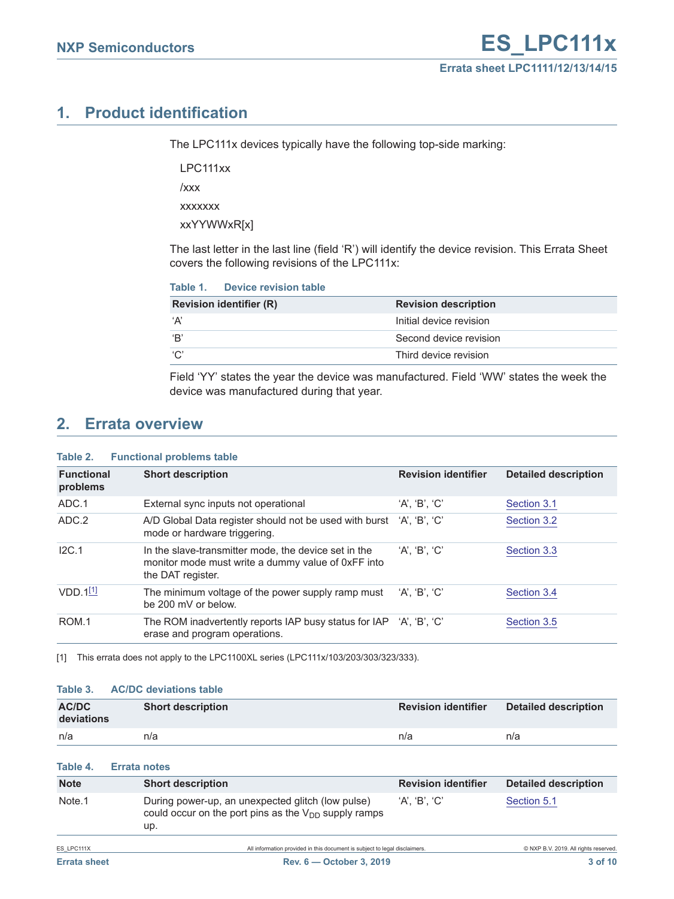## 1. Product identification

The LPC111x devices typically have the following top-side marking:

LPC111xx

/xxx

xxxxxxx

xxYYWWxR[x]

The last letter in the last line (field 'R') will identify the device revision. This Errata Sheet covers the following revisions of the LPC111x:

**Table 1. Device revision table**

| Revision identifier (R) | Revision description |
|---|---|
| 'A' | Initial device revision |
| 'B' | Second device revision |
| 'C' | Third device revision |

Field 'YY' states the year the device was manufactured. Field 'WW' states the week the device was manufactured during that year.

## 2. Errata overview

**Table 2. Functional problems table**

| Functional problems | Short description | Revision identifier | Detailed description |
|---|---|---|---|
| ADC.1 | External sync inputs not operational | 'A', 'B', 'C' | Section 3.1 |
| ADC.2 | A/D Global Data register should not be used with burst mode or hardware triggering. | 'A', 'B', 'C' | Section 3.2 |
| I2C.1 | In the slave-transmitter mode, the device set in the monitor mode must write a dummy value of 0xFF into the DAT register. | 'A', 'B', 'C' | Section 3.3 |
| VDD.1[1] | The minimum voltage of the power supply ramp must be 200 mV or below. | 'A', 'B', 'C' | Section 3.4 |
| ROM.1 | The ROM inadvertently reports IAP busy status for IAP erase and program operations. | 'A', 'B', 'C' | Section 3.5 |

[1] This errata does not apply to the LPC1100XL series (LPC111x/103/203/303/323/333).

**Table 3. AC/DC deviations table**

| AC/DC deviations | Short description | Revision identifier | Detailed description |
|---|---|---|---|
| n/a | n/a | n/a | n/a |

**Table 4. Errata notes**

| Note | Short description | Revision identifier | Detailed description |
|---|---|---|---|
| Note.1 | During power-up, an unexpected glitch (low pulse) could occur on the port pins as the $V_{DD}$ supply ramps up. | 'A', 'B', 'C' | Section 5.1 |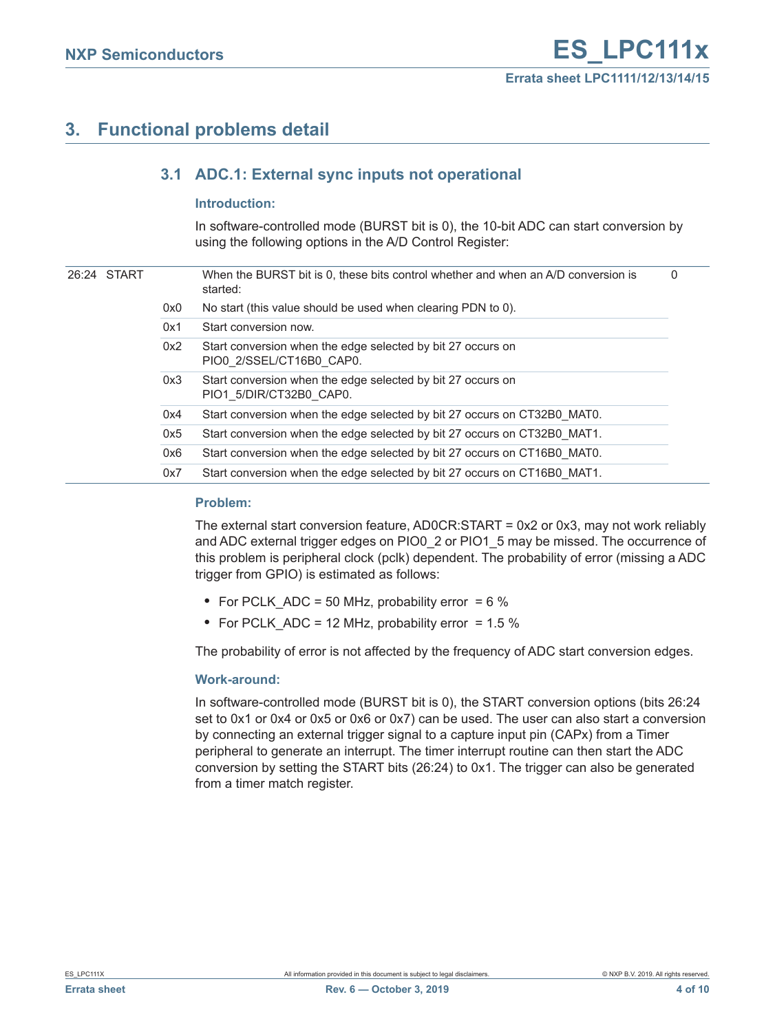## 3. Functional problems detail

### 3.1 ADC.1: External sync inputs not operational

#### Introduction:

In software-controlled mode (BURST bit is 0), the 10-bit ADC can start conversion by using the following options in the A/D Control Register:

| Bit | Symbol | Value | Description | Reset value |
|---|---|---|---|---|
| 26:24 | START | | When the BURST bit is 0, these bits control whether and when an A/D conversion is started: | 0 |
| | | 0x0 | No start (this value should be used when clearing PDN to 0). | |
| | | 0x1 | Start conversion now. | |
| | | 0x2 | Start conversion when the edge selected by bit 27 occurs on PIO0_2/SSEL/CT16B0_CAP0. | |
| | | 0x3 | Start conversion when the edge selected by bit 27 occurs on PIO1_5/DIR/CT32B0_CAP0. | |
| | | 0x4 | Start conversion when the edge selected by bit 27 occurs on CT32B0_MAT0. | |
| | | 0x5 | Start conversion when the edge selected by bit 27 occurs on CT32B0_MAT1. | |
| | | 0x6 | Start conversion when the edge selected by bit 27 occurs on CT16B0_MAT0. | |
| | | 0x7 | Start conversion when the edge selected by bit 27 occurs on CT16B0_MAT1. | |

#### Problem:

The external start conversion feature, AD0CR:START = 0x2 or 0x3, may not work reliably and ADC external trigger edges on PIO0_2 or PIO1_5 may be missed. The occurrence of this problem is peripheral clock (pclk) dependent. The probability of error (missing a ADC trigger from GPIO) is estimated as follows:

- For PCLK_ADC = 50 MHz, probability error = 6 %
- For PCLK_ADC = 12 MHz, probability error = 1.5 %

The probability of error is not affected by the frequency of ADC start conversion edges.

#### Work-around:

In software-controlled mode (BURST bit is 0), the START conversion options (bits 26:24 set to 0x1 or 0x4 or 0x5 or 0x6 or 0x7) can be used. The user can also start a conversion by connecting an external trigger signal to a capture input pin (CAPx) from a Timer peripheral to generate an interrupt. The timer interrupt routine can then start the ADC conversion by setting the START bits (26:24) to 0x1. The trigger can also be generated from a timer match register.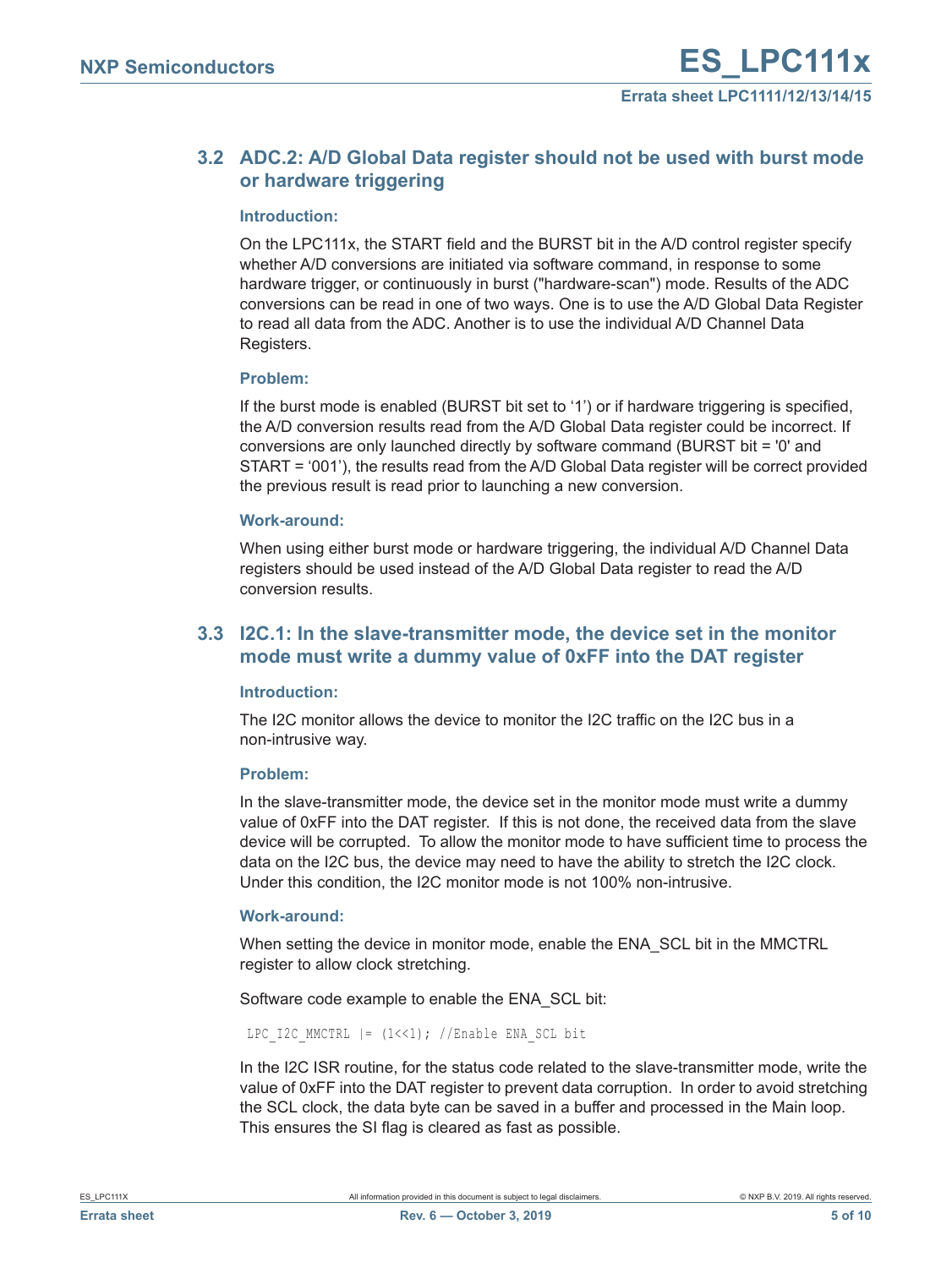## 3.2 ADC.2: A/D Global Data register should not be used with burst mode or hardware triggering

### Introduction:

On the LPC111x, the START field and the BURST bit in the A/D control register specify whether A/D conversions are initiated via software command, in response to some hardware trigger, or continuously in burst ("hardware-scan") mode. Results of the ADC conversions can be read in one of two ways. One is to use the A/D Global Data Register to read all data from the ADC. Another is to use the individual A/D Channel Data Registers.

### Problem:

If the burst mode is enabled (BURST bit set to '1') or if hardware triggering is specified, the A/D conversion results read from the A/D Global Data register could be incorrect. If conversions are only launched directly by software command (BURST bit = '0' and START = '001'), the results read from the A/D Global Data register will be correct provided the previous result is read prior to launching a new conversion.

### Work-around:

When using either burst mode or hardware triggering, the individual A/D Channel Data registers should be used instead of the A/D Global Data register to read the A/D conversion results.

## 3.3 I2C.1: In the slave-transmitter mode, the device set in the monitor mode must write a dummy value of 0xFF into the DAT register

### Introduction:

The I2C monitor allows the device to monitor the I2C traffic on the I2C bus in a non-intrusive way.

### Problem:

In the slave-transmitter mode, the device set in the monitor mode must write a dummy value of 0xFF into the DAT register. If this is not done, the received data from the slave device will be corrupted. To allow the monitor mode to have sufficient time to process the data on the I2C bus, the device may need to have the ability to stretch the I2C clock. Under this condition, the I2C monitor mode is not 100% non-intrusive.

### Work-around:

When setting the device in monitor mode, enable the ENA_SCL bit in the MMCTRL register to allow clock stretching.

Software code example to enable the ENA_SCL bit:

```
LPC_I2C_MMCTRL |= (1<<1); //Enable ENA_SCL bit
```

In the I2C ISR routine, for the status code related to the slave-transmitter mode, write the value of 0xFF into the DAT register to prevent data corruption. In order to avoid stretching the SCL clock, the data byte can be saved in a buffer and processed in the Main loop. This ensures the SI flag is cleared as fast as possible.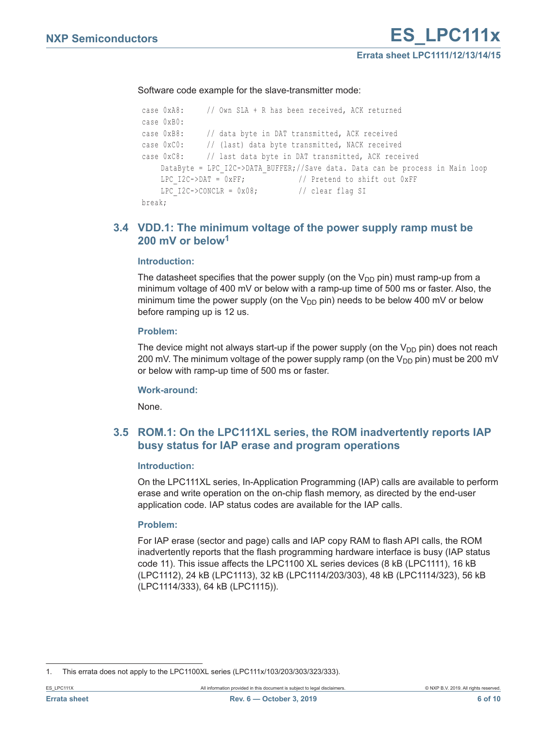Software code example for the slave-transmitter mode:

```
case 0xA8:     // Own SLA + R has been received, ACK returned
case 0xB0:
case 0xB8:     // data byte in DAT transmitted, ACK received
case 0xC0:     // (last) data byte transmitted, NACK received
case 0xC8:     // last data byte in DAT transmitted, ACK received
    DataByte = LPC_I2C->DATA_BUFFER;//Save data. Data can be process in Main loop
    LPC_I2C->DAT = 0xFF;            // Pretend to shift out 0xFF
    LPC_I2C->CONCLR = 0x08;         // clear flag SI
break;
```

## 3.4 VDD.1: The minimum voltage of the power supply ramp must be 200 mV or below[1]

### Introduction:

The datasheet specifies that the power supply (on the $V_{DD}$ pin) must ramp-up from a minimum voltage of 400 mV or below with a ramp-up time of 500 ms or faster. Also, the minimum time the power supply (on the $V_{DD}$ pin) needs to be below 400 mV or below before ramping up is 12 us.

### Problem:

The device might not always start-up if the power supply (on the $V_{DD}$ pin) does not reach 200 mV. The minimum voltage of the power supply ramp (on the $V_{DD}$ pin) must be 200 mV or below with ramp-up time of 500 ms or faster.

### Work-around:

None.

## 3.5 ROM.1: On the LPC111XL series, the ROM inadvertently reports IAP busy status for IAP erase and program operations

### Introduction:

On the LPC111XL series, In-Application Programming (IAP) calls are available to perform erase and write operation on the on-chip flash memory, as directed by the end-user application code. IAP status codes are available for the IAP calls.

### Problem:

For IAP erase (sector and page) calls and IAP copy RAM to flash API calls, the ROM inadvertently reports that the flash programming hardware interface is busy (IAP status code 11). This issue affects the LPC1100 XL series devices (8 kB (LPC1111), 16 kB (LPC1112), 24 kB (LPC1113), 32 kB (LPC1114/203/303), 48 kB (LPC1114/323), 56 kB (LPC1114/333), 64 kB (LPC1115)).

1. This errata does not apply to the LPC1100XL series (LPC111x/103/203/303/323/333).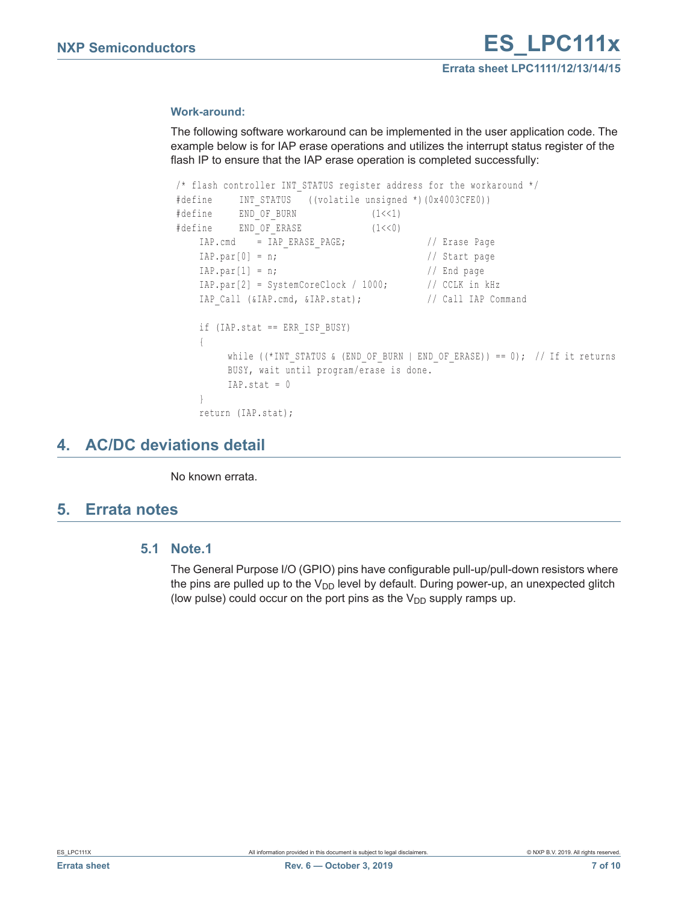**Work-around:**

The following software workaround can be implemented in the user application code. The example below is for IAP erase operations and utilizes the interrupt status register of the flash IP to ensure that the IAP erase operation is completed successfully:

```
/* flash controller INT_STATUS register address for the workaround */
#define     INT_STATUS   ((volatile unsigned *)(0x4003CFE0))
#define     END_OF_BURN             (1<<1)
#define     END_OF_ERASE            (1<<0)
    IAP.cmd    = IAP_ERASE_PAGE;              // Erase Page
    IAP.par[0] = n;                           // Start page
    IAP.par[1] = n;                           // End page
    IAP.par[2] = SystemCoreClock / 1000;      // CCLK in kHz
    IAP_Call (&IAP.cmd, &IAP.stat);           // Call IAP Command

    if (IAP.stat == ERR_ISP_BUSY)
    {
         while ((*INT_STATUS & (END_OF_BURN | END_OF_ERASE)) == 0);  // If it returns
         BUSY, wait until program/erase is done.
         IAP.stat = 0
    }
    return (IAP.stat);
```

# 4. AC/DC deviations detail

No known errata.

# 5. Errata notes

## 5.1 Note.1

The General Purpose I/O (GPIO) pins have configurable pull-up/pull-down resistors where the pins are pulled up to the $V_{DD}$ level by default. During power-up, an unexpected glitch (low pulse) could occur on the port pins as the $V_{DD}$ supply ramps up.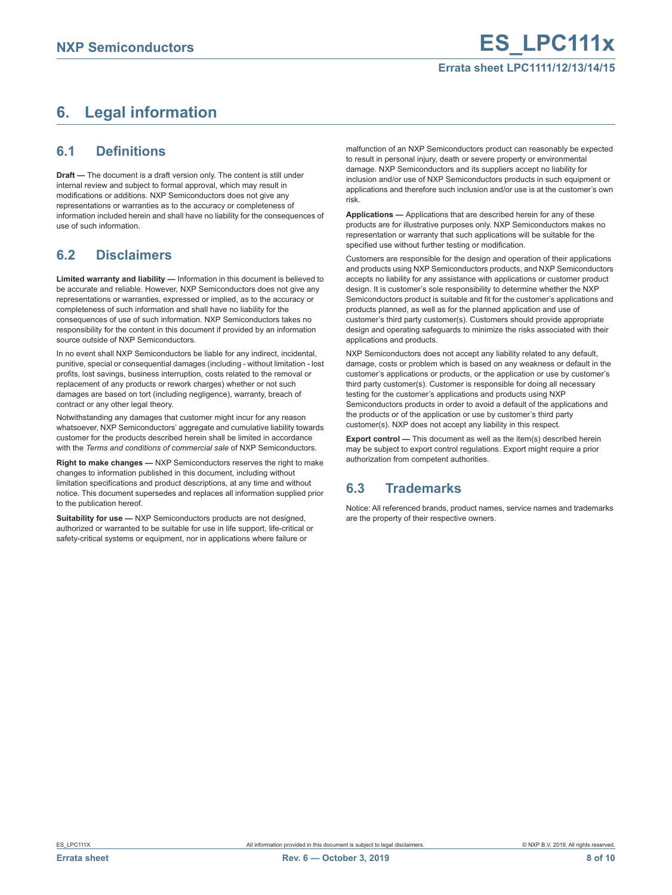# 6. Legal information

## 6.1 Definitions

**Draft —** The document is a draft version only. The content is still under internal review and subject to formal approval, which may result in modifications or additions. NXP Semiconductors does not give any representations or warranties as to the accuracy or completeness of information included herein and shall have no liability for the consequences of use of such information.

## 6.2 Disclaimers

**Limited warranty and liability —** Information in this document is believed to be accurate and reliable. However, NXP Semiconductors does not give any representations or warranties, expressed or implied, as to the accuracy or completeness of such information and shall have no liability for the consequences of use of such information. NXP Semiconductors takes no responsibility for the content in this document if provided by an information source outside of NXP Semiconductors.

In no event shall NXP Semiconductors be liable for any indirect, incidental, punitive, special or consequential damages (including - without limitation - lost profits, lost savings, business interruption, costs related to the removal or replacement of any products or rework charges) whether or not such damages are based on tort (including negligence), warranty, breach of contract or any other legal theory.

Notwithstanding any damages that customer might incur for any reason whatsoever, NXP Semiconductors' aggregate and cumulative liability towards customer for the products described herein shall be limited in accordance with the *Terms and conditions of commercial sale* of NXP Semiconductors.

**Right to make changes —** NXP Semiconductors reserves the right to make changes to information published in this document, including without limitation specifications and product descriptions, at any time and without notice. This document supersedes and replaces all information supplied prior to the publication hereof.

**Suitability for use —** NXP Semiconductors products are not designed, authorized or warranted to be suitable for use in life support, life-critical or safety-critical systems or equipment, nor in applications where failure or malfunction of an NXP Semiconductors product can reasonably be expected to result in personal injury, death or severe property or environmental damage. NXP Semiconductors and its suppliers accept no liability for inclusion and/or use of NXP Semiconductors products in such equipment or applications and therefore such inclusion and/or use is at the customer's own risk.

**Applications —** Applications that are described herein for any of these products are for illustrative purposes only. NXP Semiconductors makes no representation or warranty that such applications will be suitable for the specified use without further testing or modification.

Customers are responsible for the design and operation of their applications and products using NXP Semiconductors products, and NXP Semiconductors accepts no liability for any assistance with applications or customer product design. It is customer's sole responsibility to determine whether the NXP Semiconductors product is suitable and fit for the customer's applications and products planned, as well as for the planned application and use of customer's third party customer(s). Customers should provide appropriate design and operating safeguards to minimize the risks associated with their applications and products.

NXP Semiconductors does not accept any liability related to any default, damage, costs or problem which is based on any weakness or default in the customer's applications or products, or the application or use by customer's third party customer(s). Customer is responsible for doing all necessary testing for the customer's applications and products using NXP Semiconductors products in order to avoid a default of the applications and the products or of the application or use by customer's third party customer(s). NXP does not accept any liability in this respect.

**Export control —** This document as well as the item(s) described herein may be subject to export control regulations. Export might require a prior authorization from competent authorities.

## 6.3 Trademarks

Notice: All referenced brands, product names, service names and trademarks are the property of their respective owners.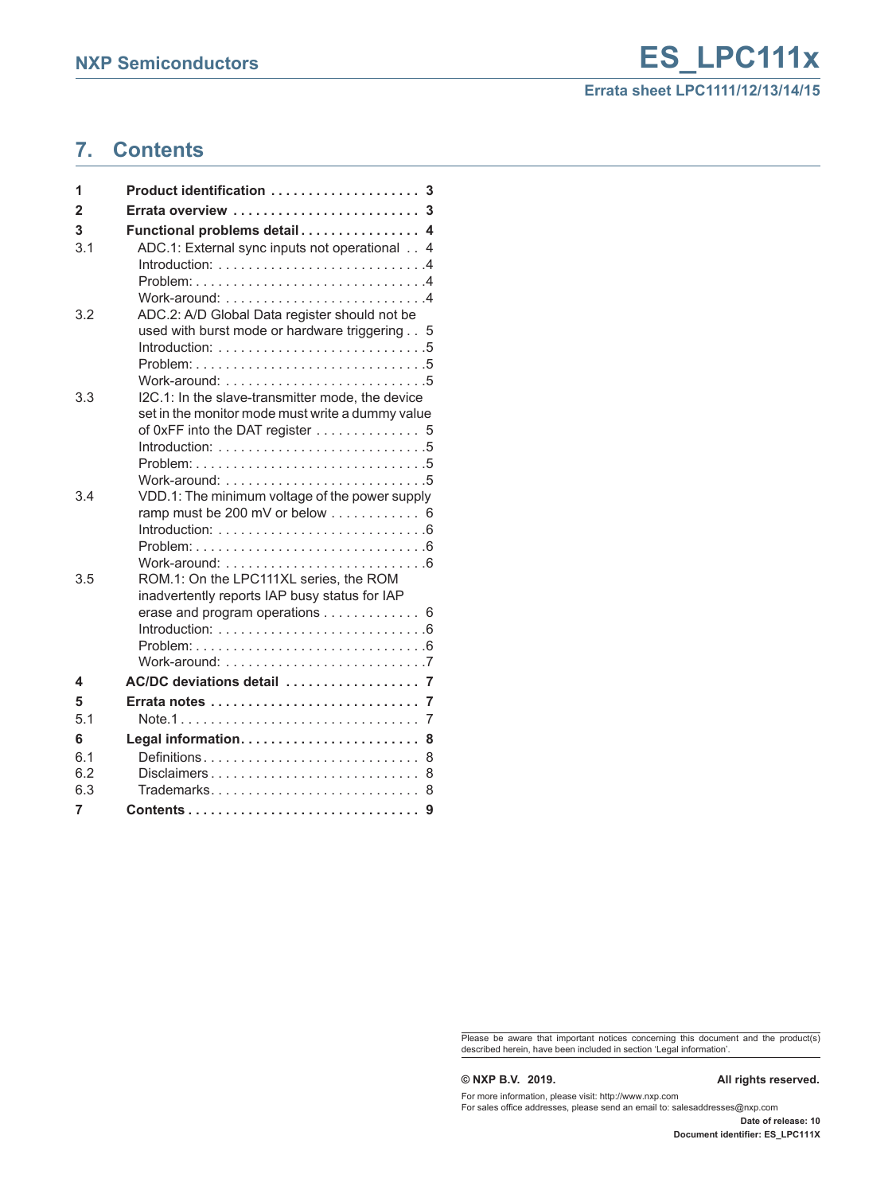## 7. Contents

| | | |
|---|---|---|
| **1** | **Product identification** | **3** |
| **2** | **Errata overview** | **3** |
| **3** | **Functional problems detail** | **4** |
| 3.1 | ADC.1: External sync inputs not operational | 4 |
| | Introduction: | 4 |
| | Problem: | 4 |
| | Work-around: | 4 |
| 3.2 | ADC.2: A/D Global Data register should not be used with burst mode or hardware triggering | 5 |
| | Introduction: | 5 |
| | Problem: | 5 |
| | Work-around: | 5 |
| 3.3 | I2C.1: In the slave-transmitter mode, the device set in the monitor mode must write a dummy value of 0xFF into the DAT register | 5 |
| | Introduction: | 5 |
| | Problem: | 5 |
| | Work-around: | 5 |
| 3.4 | VDD.1: The minimum voltage of the power supply ramp must be 200 mV or below | 6 |
| | Introduction: | 6 |
| | Problem: | 6 |
| | Work-around: | 6 |
| 3.5 | ROM.1: On the LPC111XL series, the ROM inadvertently reports IAP busy status for IAP erase and program operations | 6 |
| | Introduction: | 6 |
| | Problem: | 6 |
| | Work-around: | 7 |
| **4** | **AC/DC deviations detail** | **7** |
| **5** | **Errata notes** | **7** |
| 5.1 | Note.1 | 7 |
| **6** | **Legal information** | **8** |
| 6.1 | Definitions | 8 |
| 6.2 | Disclaimers | 8 |
| 6.3 | Trademarks | 8 |
| **7** | **Contents** | **9** |

Please be aware that important notices concerning this document and the product(s) described herein, have been included in section 'Legal information'.

**© NXP B.V. 2019.** **All rights reserved.**

For more information, please visit: http://www.nxp.com
For sales office addresses, please send an email to: salesaddresses@nxp.com

**Date of release: 10**
**Document identifier: ES_LPC111X**